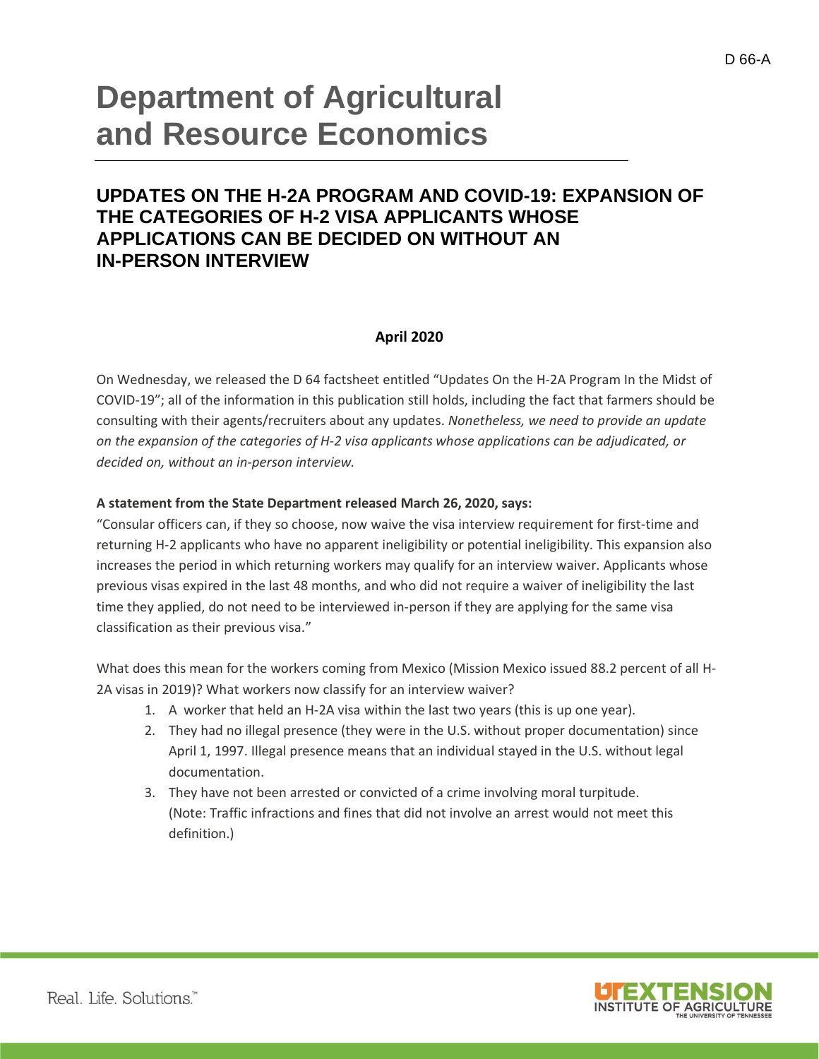D 66-A

# Department of Agricultural and Resource Economics

## UPDATES ON THE H-2A PROGRAM AND COVID-19: EXPANSION OF THE CATEGORIES OF H-2 VISA APPLICANTS WHOSE APPLICATIONS CAN BE DECIDED ON WITHOUT AN IN-PERSON INTERVIEW

**April 2020**

On Wednesday, we released the D 64 factsheet entitled "Updates On the H-2A Program In the Midst of COVID-19"; all of the information in this publication still holds, including the fact that farmers should be consulting with their agents/recruiters about any updates. *Nonetheless, we need to provide an update on the expansion of the categories of H-2 visa applicants whose applications can be adjudicated, or decided on, without an in-person interview.*

**A statement from the State Department released March 26, 2020, says:**

"Consular officers can, if they so choose, now waive the visa interview requirement for first-time and returning H-2 applicants who have no apparent ineligibility or potential ineligibility. This expansion also increases the period in which returning workers may qualify for an interview waiver. Applicants whose previous visas expired in the last 48 months, and who did not require a waiver of ineligibility the last time they applied, do not need to be interviewed in-person if they are applying for the same visa classification as their previous visa."

What does this mean for the workers coming from Mexico (Mission Mexico issued 88.2 percent of all H-2A visas in 2019)? What workers now classify for an interview waiver?

1. A worker that held an H-2A visa within the last two years (this is up one year).
2. They had no illegal presence (they were in the U.S. without proper documentation) since April 1, 1997. Illegal presence means that an individual stayed in the U.S. without legal documentation.
3. They have not been arrested or convicted of a crime involving moral turpitude. (Note: Traffic infractions and fines that did not involve an arrest would not meet this definition.)

Real. Life. Solutions.™

UTEXTENSION INSTITUTE OF AGRICULTURE THE UNIVERSITY OF TENNESSEE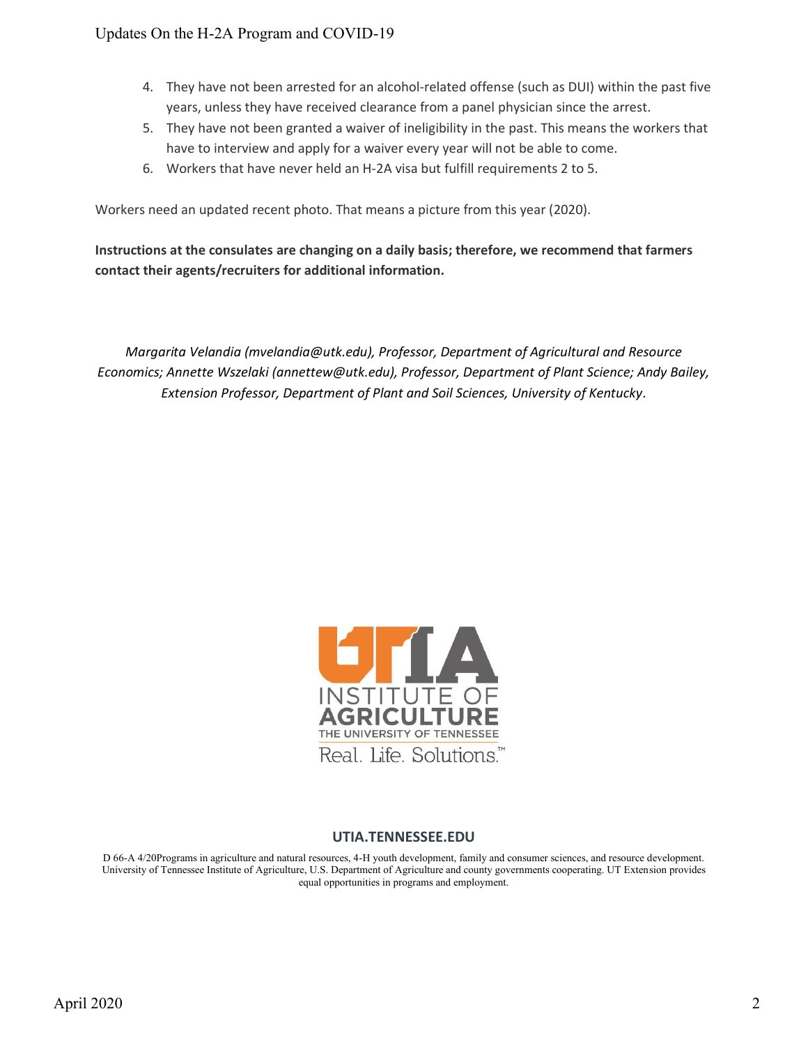4. They have not been arrested for an alcohol-related offense (such as DUI) within the past five years, unless they have received clearance from a panel physician since the arrest.
5. They have not been granted a waiver of ineligibility in the past. This means the workers that have to interview and apply for a waiver every year will not be able to come.
6. Workers that have never held an H-2A visa but fulfill requirements 2 to 5.

Workers need an updated recent photo. That means a picture from this year (2020).

**Instructions at the consulates are changing on a daily basis; therefore, we recommend that farmers contact their agents/recruiters for additional information.**

*Margarita Velandia (mvelandia@utk.edu), Professor, Department of Agricultural and Resource Economics; Annette Wszelaki (annettew@utk.edu), Professor, Department of Plant Science; Andy Bailey, Extension Professor, Department of Plant and Soil Sciences, University of Kentucky*.

UTIA INSTITUTE OF AGRICULTURE THE UNIVERSITY OF TENNESSEE

Real. Life. Solutions.™

**UTIA.TENNESSEE.EDU**

D 66-A 4/20Programs in agriculture and natural resources, 4-H youth development, family and consumer sciences, and resource development. University of Tennessee Institute of Agriculture, U.S. Department of Agriculture and county governments cooperating. UT Extension provides equal opportunities in programs and employment.